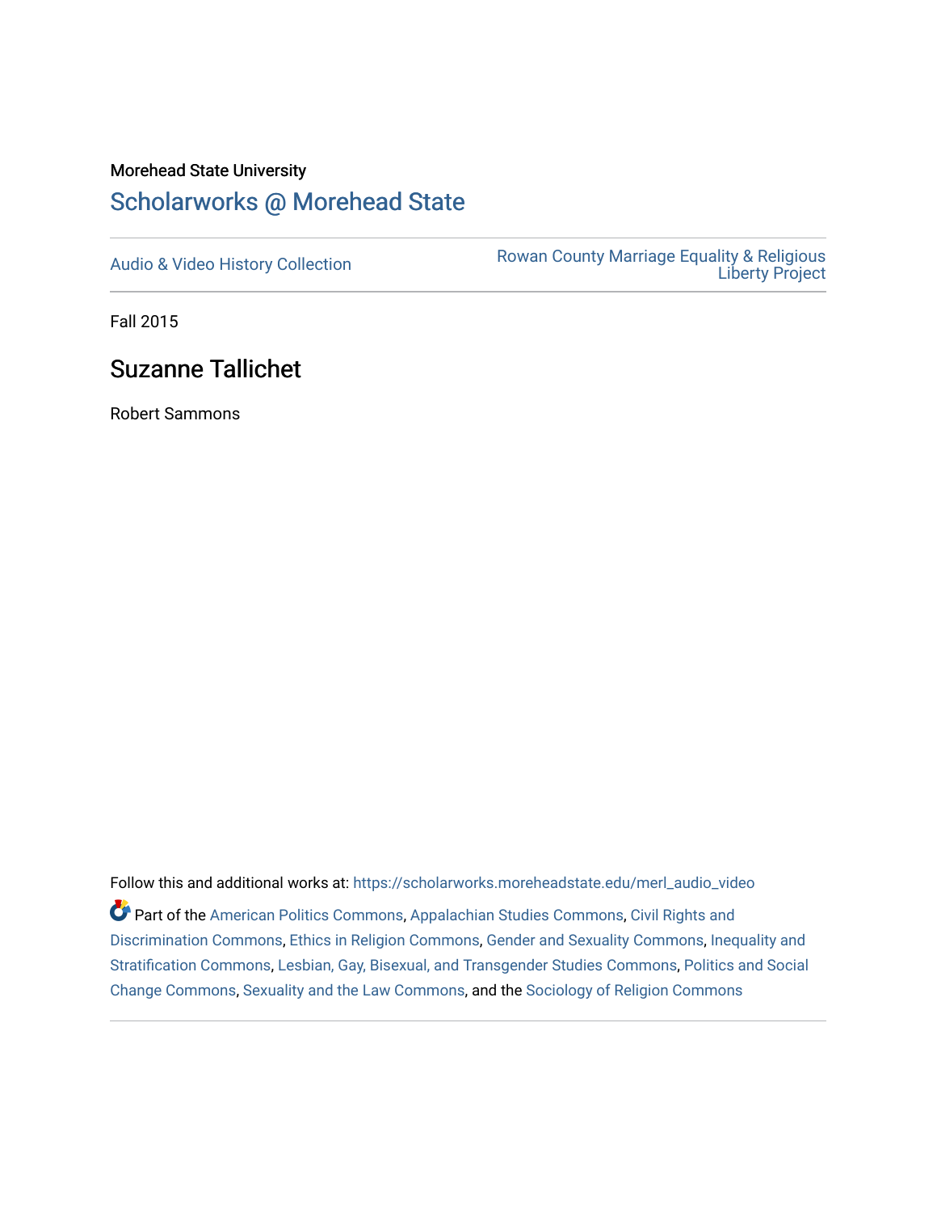Morehead State University

# Scholarworks @ Morehead State

Audio & Video History Collection

Rowan County Marriage Equality & Religious Liberty Project

Fall 2015

## Suzanne Tallichet

Robert Sammons

Follow this and additional works at: https://scholarworks.moreheadstate.edu/merl_audio_video

Part of the American Politics Commons, Appalachian Studies Commons, Civil Rights and Discrimination Commons, Ethics in Religion Commons, Gender and Sexuality Commons, Inequality and Stratification Commons, Lesbian, Gay, Bisexual, and Transgender Studies Commons, Politics and Social Change Commons, Sexuality and the Law Commons, and the Sociology of Religion Commons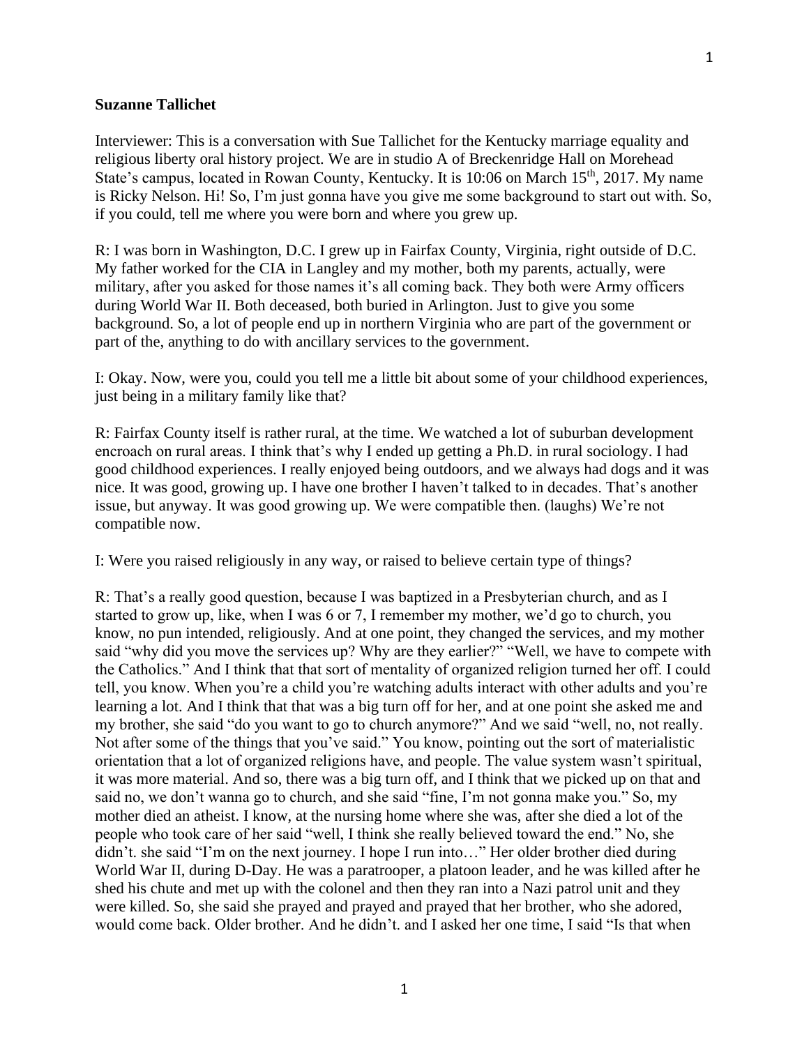**Suzanne Tallichet**

Interviewer: This is a conversation with Sue Tallichet for the Kentucky marriage equality and religious liberty oral history project. We are in studio A of Breckenridge Hall on Morehead State's campus, located in Rowan County, Kentucky. It is 10:06 on March 15th, 2017. My name is Ricky Nelson. Hi! So, I'm just gonna have you give me some background to start out with. So, if you could, tell me where you were born and where you grew up.

R: I was born in Washington, D.C. I grew up in Fairfax County, Virginia, right outside of D.C. My father worked for the CIA in Langley and my mother, both my parents, actually, were military, after you asked for those names it's all coming back. They both were Army officers during World War II. Both deceased, both buried in Arlington. Just to give you some background. So, a lot of people end up in northern Virginia who are part of the government or part of the, anything to do with ancillary services to the government.

I: Okay. Now, were you, could you tell me a little bit about some of your childhood experiences, just being in a military family like that?

R: Fairfax County itself is rather rural, at the time. We watched a lot of suburban development encroach on rural areas. I think that's why I ended up getting a Ph.D. in rural sociology. I had good childhood experiences. I really enjoyed being outdoors, and we always had dogs and it was nice. It was good, growing up. I have one brother I haven't talked to in decades. That's another issue, but anyway. It was good growing up. We were compatible then. (laughs) We're not compatible now.

I: Were you raised religiously in any way, or raised to believe certain type of things?

R: That's a really good question, because I was baptized in a Presbyterian church, and as I started to grow up, like, when I was 6 or 7, I remember my mother, we'd go to church, you know, no pun intended, religiously. And at one point, they changed the services, and my mother said "why did you move the services up? Why are they earlier?" "Well, we have to compete with the Catholics." And I think that that sort of mentality of organized religion turned her off. I could tell, you know. When you're a child you're watching adults interact with other adults and you're learning a lot. And I think that that was a big turn off for her, and at one point she asked me and my brother, she said "do you want to go to church anymore?" And we said "well, no, not really. Not after some of the things that you've said." You know, pointing out the sort of materialistic orientation that a lot of organized religions have, and people. The value system wasn't spiritual, it was more material. And so, there was a big turn off, and I think that we picked up on that and said no, we don't wanna go to church, and she said "fine, I'm not gonna make you." So, my mother died an atheist. I know, at the nursing home where she was, after she died a lot of the people who took care of her said "well, I think she really believed toward the end." No, she didn't. she said "I'm on the next journey. I hope I run into…" Her older brother died during World War II, during D-Day. He was a paratrooper, a platoon leader, and he was killed after he shed his chute and met up with the colonel and then they ran into a Nazi patrol unit and they were killed. So, she said she prayed and prayed and prayed that her brother, who she adored, would come back. Older brother. And he didn't. and I asked her one time, I said "Is that when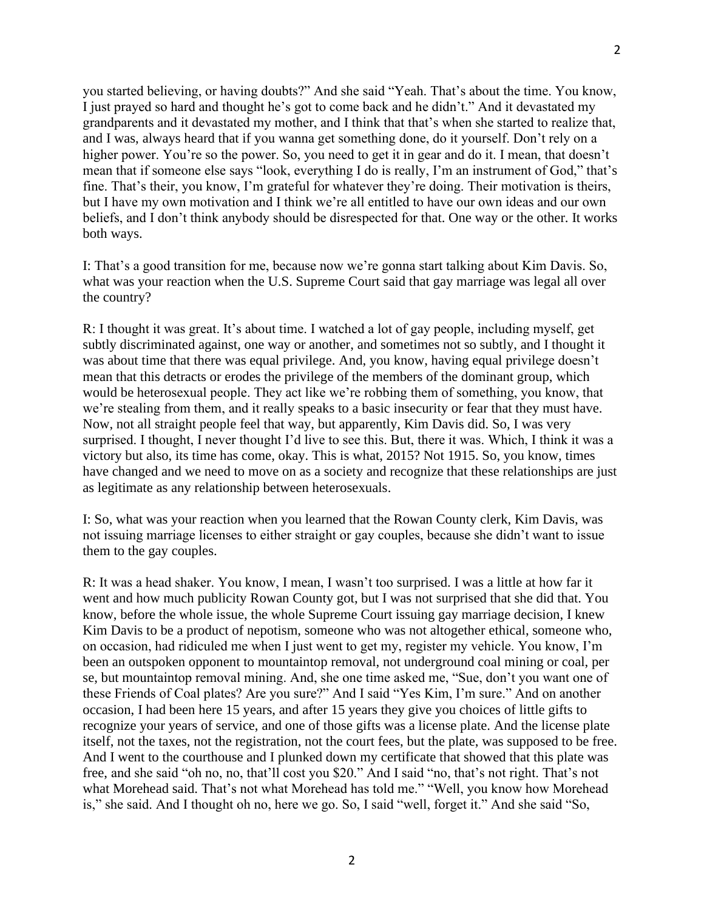you started believing, or having doubts?" And she said "Yeah. That's about the time. You know, I just prayed so hard and thought he's got to come back and he didn't." And it devastated my grandparents and it devastated my mother, and I think that that's when she started to realize that, and I was, always heard that if you wanna get something done, do it yourself. Don't rely on a higher power. You're so the power. So, you need to get it in gear and do it. I mean, that doesn't mean that if someone else says "look, everything I do is really, I'm an instrument of God," that's fine. That's their, you know, I'm grateful for whatever they're doing. Their motivation is theirs, but I have my own motivation and I think we're all entitled to have our own ideas and our own beliefs, and I don't think anybody should be disrespected for that. One way or the other. It works both ways.

I: That's a good transition for me, because now we're gonna start talking about Kim Davis. So, what was your reaction when the U.S. Supreme Court said that gay marriage was legal all over the country?

R: I thought it was great. It's about time. I watched a lot of gay people, including myself, get subtly discriminated against, one way or another, and sometimes not so subtly, and I thought it was about time that there was equal privilege. And, you know, having equal privilege doesn't mean that this detracts or erodes the privilege of the members of the dominant group, which would be heterosexual people. They act like we're robbing them of something, you know, that we're stealing from them, and it really speaks to a basic insecurity or fear that they must have. Now, not all straight people feel that way, but apparently, Kim Davis did. So, I was very surprised. I thought, I never thought I'd live to see this. But, there it was. Which, I think it was a victory but also, its time has come, okay. This is what, 2015? Not 1915. So, you know, times have changed and we need to move on as a society and recognize that these relationships are just as legitimate as any relationship between heterosexuals.

I: So, what was your reaction when you learned that the Rowan County clerk, Kim Davis, was not issuing marriage licenses to either straight or gay couples, because she didn't want to issue them to the gay couples.

R: It was a head shaker. You know, I mean, I wasn't too surprised. I was a little at how far it went and how much publicity Rowan County got, but I was not surprised that she did that. You know, before the whole issue, the whole Supreme Court issuing gay marriage decision, I knew Kim Davis to be a product of nepotism, someone who was not altogether ethical, someone who, on occasion, had ridiculed me when I just went to get my, register my vehicle. You know, I'm been an outspoken opponent to mountaintop removal, not underground coal mining or coal, per se, but mountaintop removal mining. And, she one time asked me, "Sue, don't you want one of these Friends of Coal plates? Are you sure?" And I said "Yes Kim, I'm sure." And on another occasion, I had been here 15 years, and after 15 years they give you choices of little gifts to recognize your years of service, and one of those gifts was a license plate. And the license plate itself, not the taxes, not the registration, not the court fees, but the plate, was supposed to be free. And I went to the courthouse and I plunked down my certificate that showed that this plate was free, and she said "oh no, no, that'll cost you $20." And I said "no, that's not right. That's not what Morehead said. That's not what Morehead has told me." "Well, you know how Morehead is," she said. And I thought oh no, here we go. So, I said "well, forget it." And she said "So,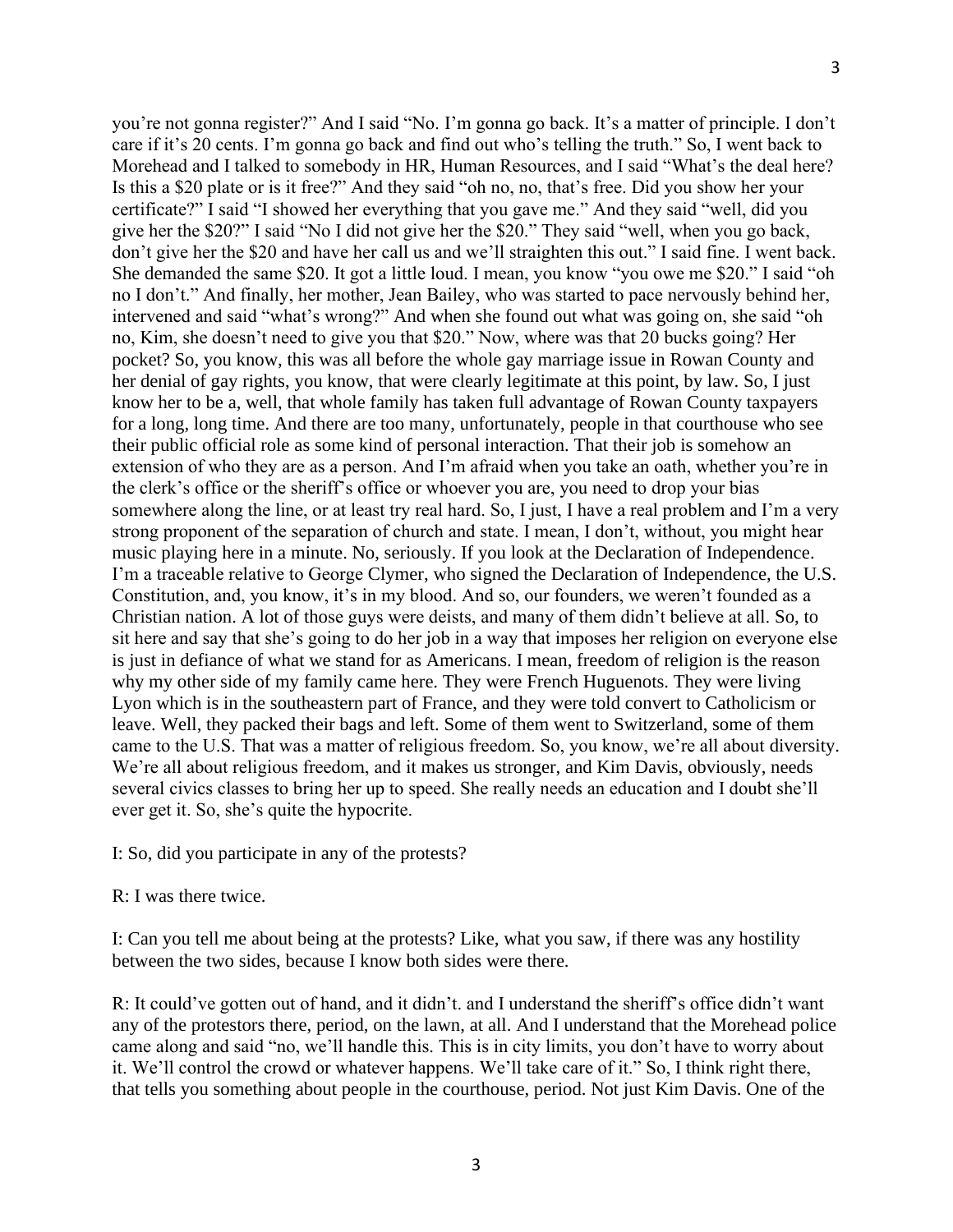you're not gonna register?" And I said "No. I'm gonna go back. It's a matter of principle. I don't care if it's 20 cents. I'm gonna go back and find out who's telling the truth." So, I went back to Morehead and I talked to somebody in HR, Human Resources, and I said "What's the deal here? Is this a $20 plate or is it free?" And they said "oh no, no, that's free. Did you show her your certificate?" I said "I showed her everything that you gave me." And they said "well, did you give her the $20?" I said "No I did not give her the $20." They said "well, when you go back, don't give her the $20 and have her call us and we'll straighten this out." I said fine. I went back. She demanded the same $20. It got a little loud. I mean, you know "you owe me $20." I said "oh no I don't." And finally, her mother, Jean Bailey, who was started to pace nervously behind her, intervened and said "what's wrong?" And when she found out what was going on, she said "oh no, Kim, she doesn't need to give you that $20." Now, where was that 20 bucks going? Her pocket? So, you know, this was all before the whole gay marriage issue in Rowan County and her denial of gay rights, you know, that were clearly legitimate at this point, by law. So, I just know her to be a, well, that whole family has taken full advantage of Rowan County taxpayers for a long, long time. And there are too many, unfortunately, people in that courthouse who see their public official role as some kind of personal interaction. That their job is somehow an extension of who they are as a person. And I'm afraid when you take an oath, whether you're in the clerk's office or the sheriff's office or whoever you are, you need to drop your bias somewhere along the line, or at least try real hard. So, I just, I have a real problem and I'm a very strong proponent of the separation of church and state. I mean, I don't, without, you might hear music playing here in a minute. No, seriously. If you look at the Declaration of Independence. I'm a traceable relative to George Clymer, who signed the Declaration of Independence, the U.S. Constitution, and, you know, it's in my blood. And so, our founders, we weren't founded as a Christian nation. A lot of those guys were deists, and many of them didn't believe at all. So, to sit here and say that she's going to do her job in a way that imposes her religion on everyone else is just in defiance of what we stand for as Americans. I mean, freedom of religion is the reason why my other side of my family came here. They were French Huguenots. They were living Lyon which is in the southeastern part of France, and they were told convert to Catholicism or leave. Well, they packed their bags and left. Some of them went to Switzerland, some of them came to the U.S. That was a matter of religious freedom. So, you know, we're all about diversity. We're all about religious freedom, and it makes us stronger, and Kim Davis, obviously, needs several civics classes to bring her up to speed. She really needs an education and I doubt she'll ever get it. So, she's quite the hypocrite.

I: So, did you participate in any of the protests?

R: I was there twice.

I: Can you tell me about being at the protests? Like, what you saw, if there was any hostility between the two sides, because I know both sides were there.

R: It could've gotten out of hand, and it didn't. and I understand the sheriff's office didn't want any of the protestors there, period, on the lawn, at all. And I understand that the Morehead police came along and said "no, we'll handle this. This is in city limits, you don't have to worry about it. We'll control the crowd or whatever happens. We'll take care of it." So, I think right there, that tells you something about people in the courthouse, period. Not just Kim Davis. One of the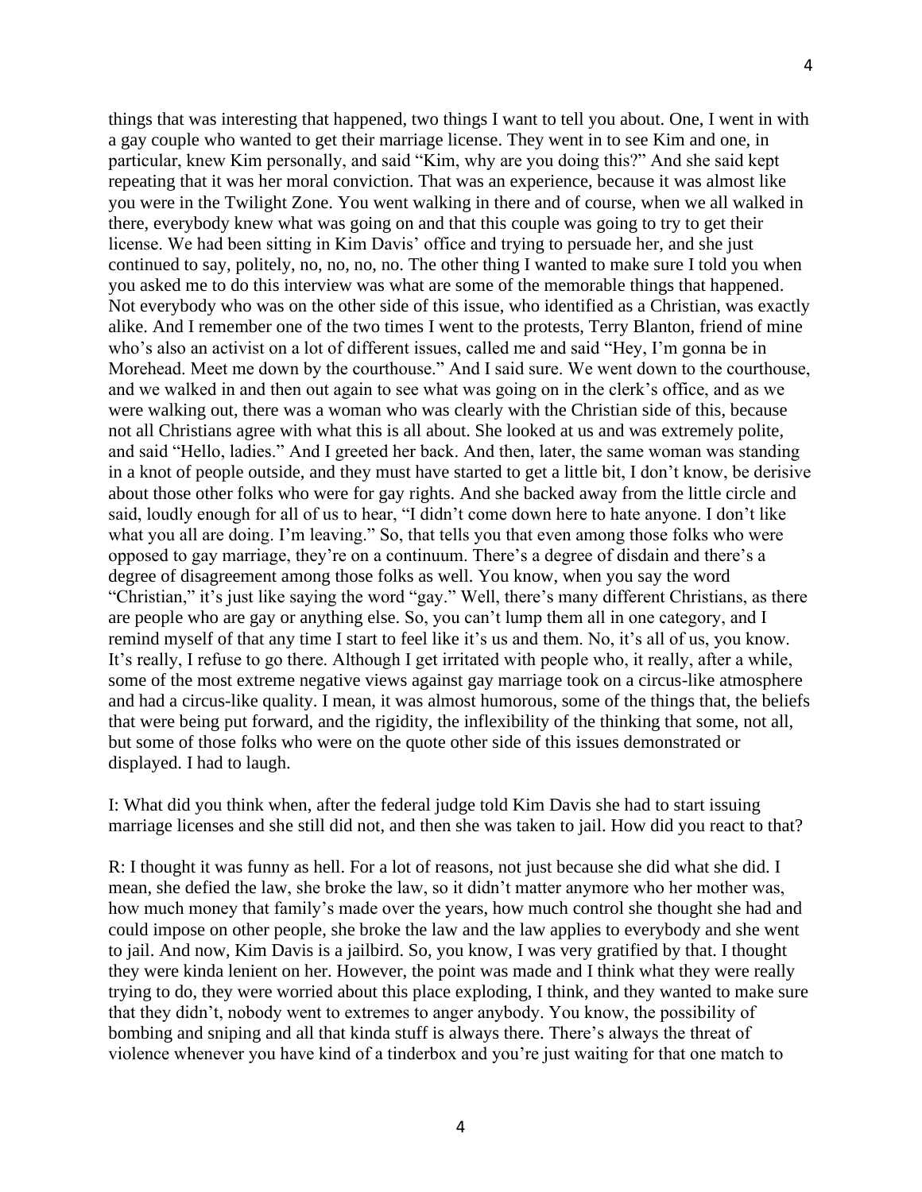things that was interesting that happened, two things I want to tell you about. One, I went in with a gay couple who wanted to get their marriage license. They went in to see Kim and one, in particular, knew Kim personally, and said "Kim, why are you doing this?" And she said kept repeating that it was her moral conviction. That was an experience, because it was almost like you were in the Twilight Zone. You went walking in there and of course, when we all walked in there, everybody knew what was going on and that this couple was going to try to get their license. We had been sitting in Kim Davis' office and trying to persuade her, and she just continued to say, politely, no, no, no, no. The other thing I wanted to make sure I told you when you asked me to do this interview was what are some of the memorable things that happened. Not everybody who was on the other side of this issue, who identified as a Christian, was exactly alike. And I remember one of the two times I went to the protests, Terry Blanton, friend of mine who's also an activist on a lot of different issues, called me and said "Hey, I'm gonna be in Morehead. Meet me down by the courthouse." And I said sure. We went down to the courthouse, and we walked in and then out again to see what was going on in the clerk's office, and as we were walking out, there was a woman who was clearly with the Christian side of this, because not all Christians agree with what this is all about. She looked at us and was extremely polite, and said "Hello, ladies." And I greeted her back. And then, later, the same woman was standing in a knot of people outside, and they must have started to get a little bit, I don't know, be derisive about those other folks who were for gay rights. And she backed away from the little circle and said, loudly enough for all of us to hear, "I didn't come down here to hate anyone. I don't like what you all are doing. I'm leaving." So, that tells you that even among those folks who were opposed to gay marriage, they're on a continuum. There's a degree of disdain and there's a degree of disagreement among those folks as well. You know, when you say the word "Christian," it's just like saying the word "gay." Well, there's many different Christians, as there are people who are gay or anything else. So, you can't lump them all in one category, and I remind myself of that any time I start to feel like it's us and them. No, it's all of us, you know. It's really, I refuse to go there. Although I get irritated with people who, it really, after a while, some of the most extreme negative views against gay marriage took on a circus-like atmosphere and had a circus-like quality. I mean, it was almost humorous, some of the things that, the beliefs that were being put forward, and the rigidity, the inflexibility of the thinking that some, not all, but some of those folks who were on the quote other side of this issues demonstrated or displayed. I had to laugh.

I: What did you think when, after the federal judge told Kim Davis she had to start issuing marriage licenses and she still did not, and then she was taken to jail. How did you react to that?

R: I thought it was funny as hell. For a lot of reasons, not just because she did what she did. I mean, she defied the law, she broke the law, so it didn't matter anymore who her mother was, how much money that family's made over the years, how much control she thought she had and could impose on other people, she broke the law and the law applies to everybody and she went to jail. And now, Kim Davis is a jailbird. So, you know, I was very gratified by that. I thought they were kinda lenient on her. However, the point was made and I think what they were really trying to do, they were worried about this place exploding, I think, and they wanted to make sure that they didn't, nobody went to extremes to anger anybody. You know, the possibility of bombing and sniping and all that kinda stuff is always there. There's always the threat of violence whenever you have kind of a tinderbox and you're just waiting for that one match to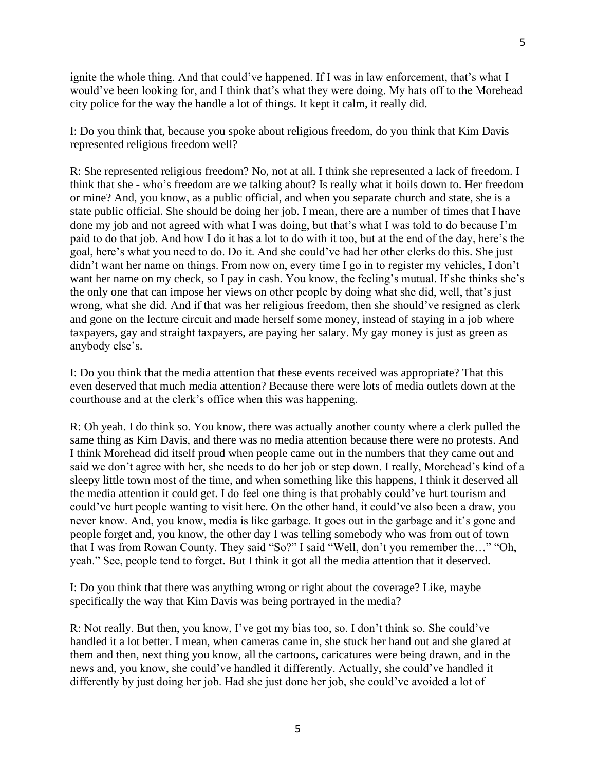ignite the whole thing. And that could've happened. If I was in law enforcement, that's what I would've been looking for, and I think that's what they were doing. My hats off to the Morehead city police for the way the handle a lot of things. It kept it calm, it really did.

I: Do you think that, because you spoke about religious freedom, do you think that Kim Davis represented religious freedom well?

R: She represented religious freedom? No, not at all. I think she represented a lack of freedom. I think that she - who's freedom are we talking about? Is really what it boils down to. Her freedom or mine? And, you know, as a public official, and when you separate church and state, she is a state public official. She should be doing her job. I mean, there are a number of times that I have done my job and not agreed with what I was doing, but that's what I was told to do because I'm paid to do that job. And how I do it has a lot to do with it too, but at the end of the day, here's the goal, here's what you need to do. Do it. And she could've had her other clerks do this. She just didn't want her name on things. From now on, every time I go in to register my vehicles, I don't want her name on my check, so I pay in cash. You know, the feeling's mutual. If she thinks she's the only one that can impose her views on other people by doing what she did, well, that's just wrong, what she did. And if that was her religious freedom, then she should've resigned as clerk and gone on the lecture circuit and made herself some money, instead of staying in a job where taxpayers, gay and straight taxpayers, are paying her salary. My gay money is just as green as anybody else's.

I: Do you think that the media attention that these events received was appropriate? That this even deserved that much media attention? Because there were lots of media outlets down at the courthouse and at the clerk's office when this was happening.

R: Oh yeah. I do think so. You know, there was actually another county where a clerk pulled the same thing as Kim Davis, and there was no media attention because there were no protests. And I think Morehead did itself proud when people came out in the numbers that they came out and said we don't agree with her, she needs to do her job or step down. I really, Morehead's kind of a sleepy little town most of the time, and when something like this happens, I think it deserved all the media attention it could get. I do feel one thing is that probably could've hurt tourism and could've hurt people wanting to visit here. On the other hand, it could've also been a draw, you never know. And, you know, media is like garbage. It goes out in the garbage and it's gone and people forget and, you know, the other day I was telling somebody who was from out of town that I was from Rowan County. They said "So?" I said "Well, don't you remember the…" "Oh, yeah." See, people tend to forget. But I think it got all the media attention that it deserved.

I: Do you think that there was anything wrong or right about the coverage? Like, maybe specifically the way that Kim Davis was being portrayed in the media?

R: Not really. But then, you know, I've got my bias too, so. I don't think so. She could've handled it a lot better. I mean, when cameras came in, she stuck her hand out and she glared at them and then, next thing you know, all the cartoons, caricatures were being drawn, and in the news and, you know, she could've handled it differently. Actually, she could've handled it differently by just doing her job. Had she just done her job, she could've avoided a lot of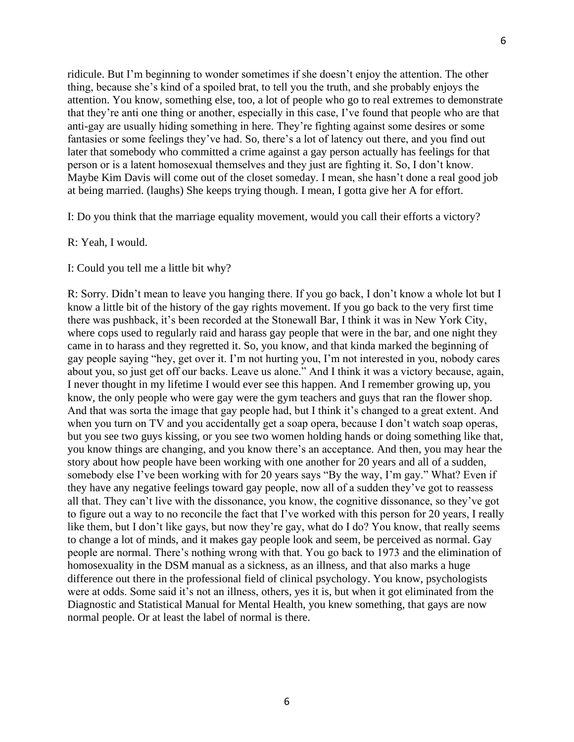ridicule. But I'm beginning to wonder sometimes if she doesn't enjoy the attention. The other thing, because she's kind of a spoiled brat, to tell you the truth, and she probably enjoys the attention. You know, something else, too, a lot of people who go to real extremes to demonstrate that they're anti one thing or another, especially in this case, I've found that people who are that anti-gay are usually hiding something in here. They're fighting against some desires or some fantasies or some feelings they've had. So, there's a lot of latency out there, and you find out later that somebody who committed a crime against a gay person actually has feelings for that person or is a latent homosexual themselves and they just are fighting it. So, I don't know. Maybe Kim Davis will come out of the closet someday. I mean, she hasn't done a real good job at being married. (laughs) She keeps trying though. I mean, I gotta give her A for effort.

I: Do you think that the marriage equality movement, would you call their efforts a victory?

R: Yeah, I would.

I: Could you tell me a little bit why?

R: Sorry. Didn't mean to leave you hanging there. If you go back, I don't know a whole lot but I know a little bit of the history of the gay rights movement. If you go back to the very first time there was pushback, it's been recorded at the Stonewall Bar, I think it was in New York City, where cops used to regularly raid and harass gay people that were in the bar, and one night they came in to harass and they regretted it. So, you know, and that kinda marked the beginning of gay people saying "hey, get over it. I'm not hurting you, I'm not interested in you, nobody cares about you, so just get off our backs. Leave us alone." And I think it was a victory because, again, I never thought in my lifetime I would ever see this happen. And I remember growing up, you know, the only people who were gay were the gym teachers and guys that ran the flower shop. And that was sorta the image that gay people had, but I think it's changed to a great extent. And when you turn on TV and you accidentally get a soap opera, because I don't watch soap operas, but you see two guys kissing, or you see two women holding hands or doing something like that, you know things are changing, and you know there's an acceptance. And then, you may hear the story about how people have been working with one another for 20 years and all of a sudden, somebody else I've been working with for 20 years says "By the way, I'm gay." What? Even if they have any negative feelings toward gay people, now all of a sudden they've got to reassess all that. They can't live with the dissonance, you know, the cognitive dissonance, so they've got to figure out a way to no reconcile the fact that I've worked with this person for 20 years, I really like them, but I don't like gays, but now they're gay, what do I do? You know, that really seems to change a lot of minds, and it makes gay people look and seem, be perceived as normal. Gay people are normal. There's nothing wrong with that. You go back to 1973 and the elimination of homosexuality in the DSM manual as a sickness, as an illness, and that also marks a huge difference out there in the professional field of clinical psychology. You know, psychologists were at odds. Some said it's not an illness, others, yes it is, but when it got eliminated from the Diagnostic and Statistical Manual for Mental Health, you knew something, that gays are now normal people. Or at least the label of normal is there.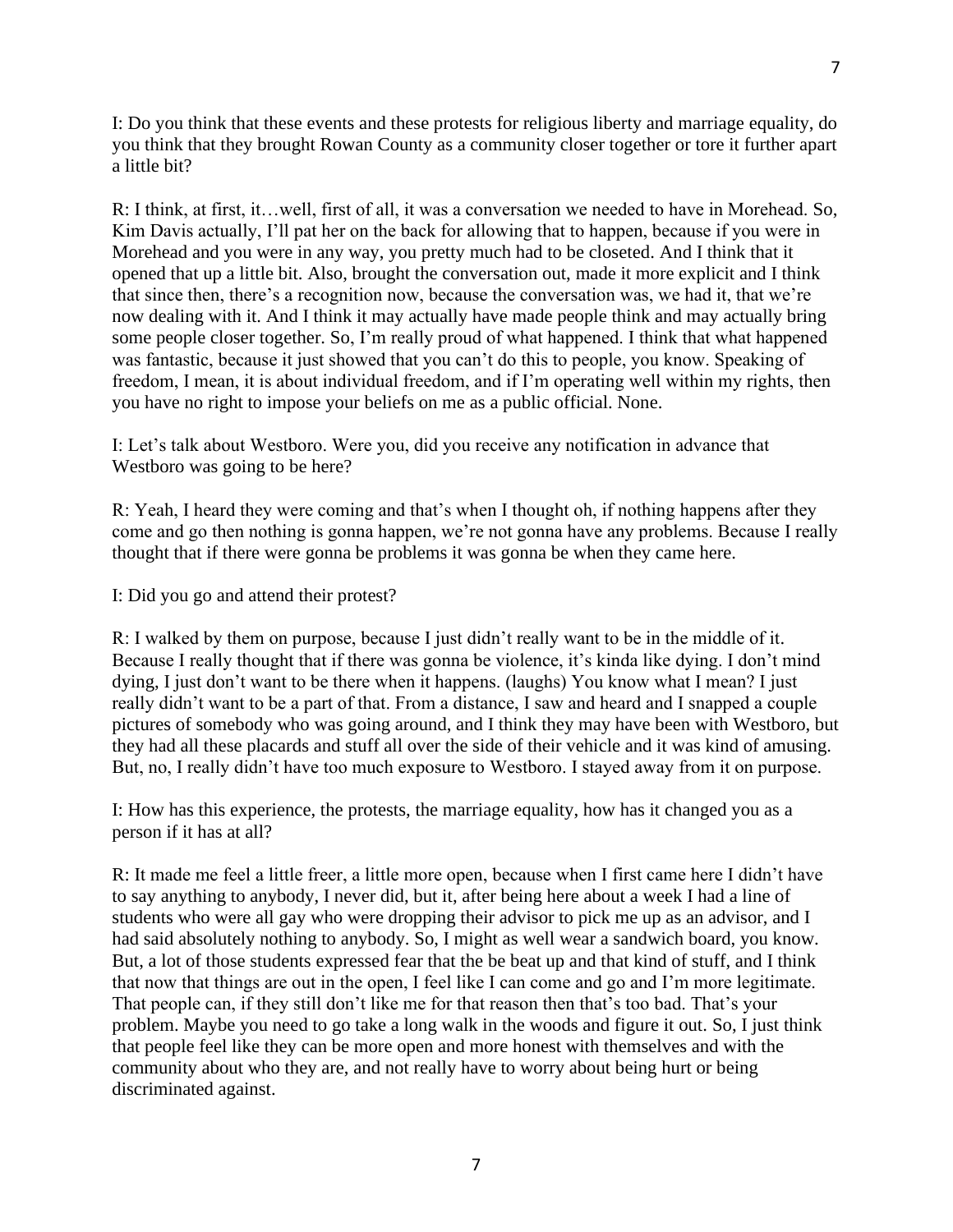I: Do you think that these events and these protests for religious liberty and marriage equality, do you think that they brought Rowan County as a community closer together or tore it further apart a little bit?

R: I think, at first, it…well, first of all, it was a conversation we needed to have in Morehead. So, Kim Davis actually, I'll pat her on the back for allowing that to happen, because if you were in Morehead and you were in any way, you pretty much had to be closeted. And I think that it opened that up a little bit. Also, brought the conversation out, made it more explicit and I think that since then, there's a recognition now, because the conversation was, we had it, that we're now dealing with it. And I think it may actually have made people think and may actually bring some people closer together. So, I'm really proud of what happened. I think that what happened was fantastic, because it just showed that you can't do this to people, you know. Speaking of freedom, I mean, it is about individual freedom, and if I'm operating well within my rights, then you have no right to impose your beliefs on me as a public official. None.

I: Let's talk about Westboro. Were you, did you receive any notification in advance that Westboro was going to be here?

R: Yeah, I heard they were coming and that's when I thought oh, if nothing happens after they come and go then nothing is gonna happen, we're not gonna have any problems. Because I really thought that if there were gonna be problems it was gonna be when they came here.

I: Did you go and attend their protest?

R: I walked by them on purpose, because I just didn't really want to be in the middle of it. Because I really thought that if there was gonna be violence, it's kinda like dying. I don't mind dying, I just don't want to be there when it happens. (laughs) You know what I mean? I just really didn't want to be a part of that. From a distance, I saw and heard and I snapped a couple pictures of somebody who was going around, and I think they may have been with Westboro, but they had all these placards and stuff all over the side of their vehicle and it was kind of amusing. But, no, I really didn't have too much exposure to Westboro. I stayed away from it on purpose.

I: How has this experience, the protests, the marriage equality, how has it changed you as a person if it has at all?

R: It made me feel a little freer, a little more open, because when I first came here I didn't have to say anything to anybody, I never did, but it, after being here about a week I had a line of students who were all gay who were dropping their advisor to pick me up as an advisor, and I had said absolutely nothing to anybody. So, I might as well wear a sandwich board, you know. But, a lot of those students expressed fear that the be beat up and that kind of stuff, and I think that now that things are out in the open, I feel like I can come and go and I'm more legitimate. That people can, if they still don't like me for that reason then that's too bad. That's your problem. Maybe you need to go take a long walk in the woods and figure it out. So, I just think that people feel like they can be more open and more honest with themselves and with the community about who they are, and not really have to worry about being hurt or being discriminated against.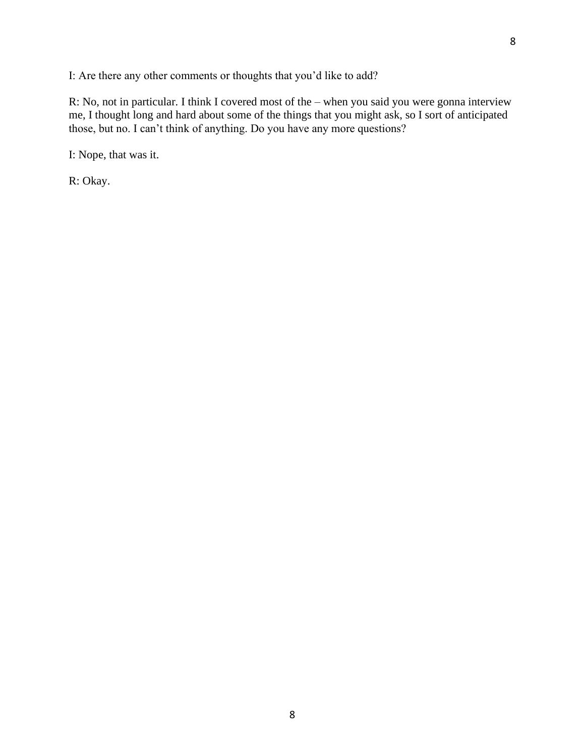I: Are there any other comments or thoughts that you'd like to add?

R: No, not in particular. I think I covered most of the – when you said you were gonna interview me, I thought long and hard about some of the things that you might ask, so I sort of anticipated those, but no. I can't think of anything. Do you have any more questions?

I: Nope, that was it.

R: Okay.